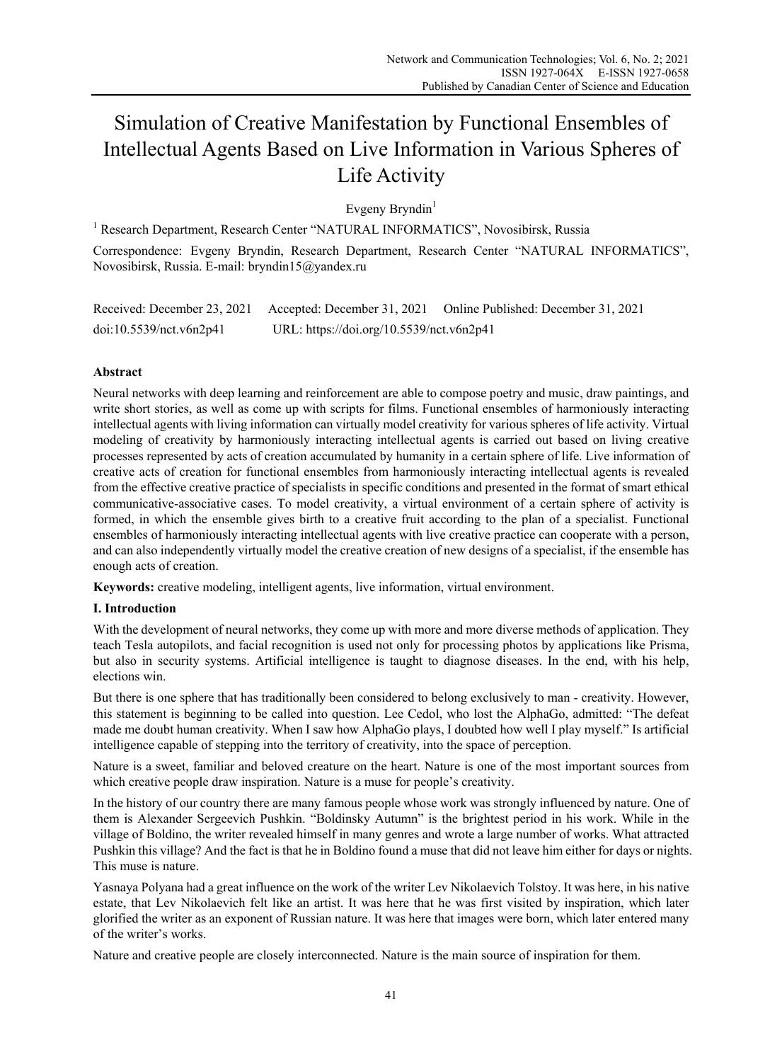# Simulation of Creative Manifestation by Functional Ensembles of Intellectual Agents Based on Live Information in Various Spheres of Life Activity

Evgeny Bryndin[1]

[1] Research Department, Research Center "NATURAL INFORMATICS", Novosibirsk, Russia

Correspondence: Evgeny Bryndin, Research Department, Research Center "NATURAL INFORMATICS", Novosibirsk, Russia. E-mail: bryndin15@yandex.ru

Received: December 23, 2021 Accepted: December 31, 2021 Online Published: December 31, 2021

doi:10.5539/nct.v6n2p41 URL: https://doi.org/10.5539/nct.v6n2p41

## Abstract

Neural networks with deep learning and reinforcement are able to compose poetry and music, draw paintings, and write short stories, as well as come up with scripts for films. Functional ensembles of harmoniously interacting intellectual agents with living information can virtually model creativity for various spheres of life activity. Virtual modeling of creativity by harmoniously interacting intellectual agents is carried out based on living creative processes represented by acts of creation accumulated by humanity in a certain sphere of life. Live information of creative acts of creation for functional ensembles from harmoniously interacting intellectual agents is revealed from the effective creative practice of specialists in specific conditions and presented in the format of smart ethical communicative-associative cases. To model creativity, a virtual environment of a certain sphere of activity is formed, in which the ensemble gives birth to a creative fruit according to the plan of a specialist. Functional ensembles of harmoniously interacting intellectual agents with live creative practice can cooperate with a person, and can also independently virtually model the creative creation of new designs of a specialist, if the ensemble has enough acts of creation.

**Keywords:** creative modeling, intelligent agents, live information, virtual environment.

## I. Introduction

With the development of neural networks, they come up with more and more diverse methods of application. They teach Tesla autopilots, and facial recognition is used not only for processing photos by applications like Prisma, but also in security systems. Artificial intelligence is taught to diagnose diseases. In the end, with his help, elections win.

But there is one sphere that has traditionally been considered to belong exclusively to man - creativity. However, this statement is beginning to be called into question. Lee Cedol, who lost the AlphaGo, admitted: "The defeat made me doubt human creativity. When I saw how AlphaGo plays, I doubted how well I play myself." Is artificial intelligence capable of stepping into the territory of creativity, into the space of perception.

Nature is a sweet, familiar and beloved creature on the heart. Nature is one of the most important sources from which creative people draw inspiration. Nature is a muse for people's creativity.

In the history of our country there are many famous people whose work was strongly influenced by nature. One of them is Alexander Sergeevich Pushkin. "Boldinsky Autumn" is the brightest period in his work. While in the village of Boldino, the writer revealed himself in many genres and wrote a large number of works. What attracted Pushkin this village? And the fact is that he in Boldino found a muse that did not leave him either for days or nights. This muse is nature.

Yasnaya Polyana had a great influence on the work of the writer Lev Nikolaevich Tolstoy. It was here, in his native estate, that Lev Nikolaevich felt like an artist. It was here that he was first visited by inspiration, which later glorified the writer as an exponent of Russian nature. It was here that images were born, which later entered many of the writer's works.

Nature and creative people are closely interconnected. Nature is the main source of inspiration for them.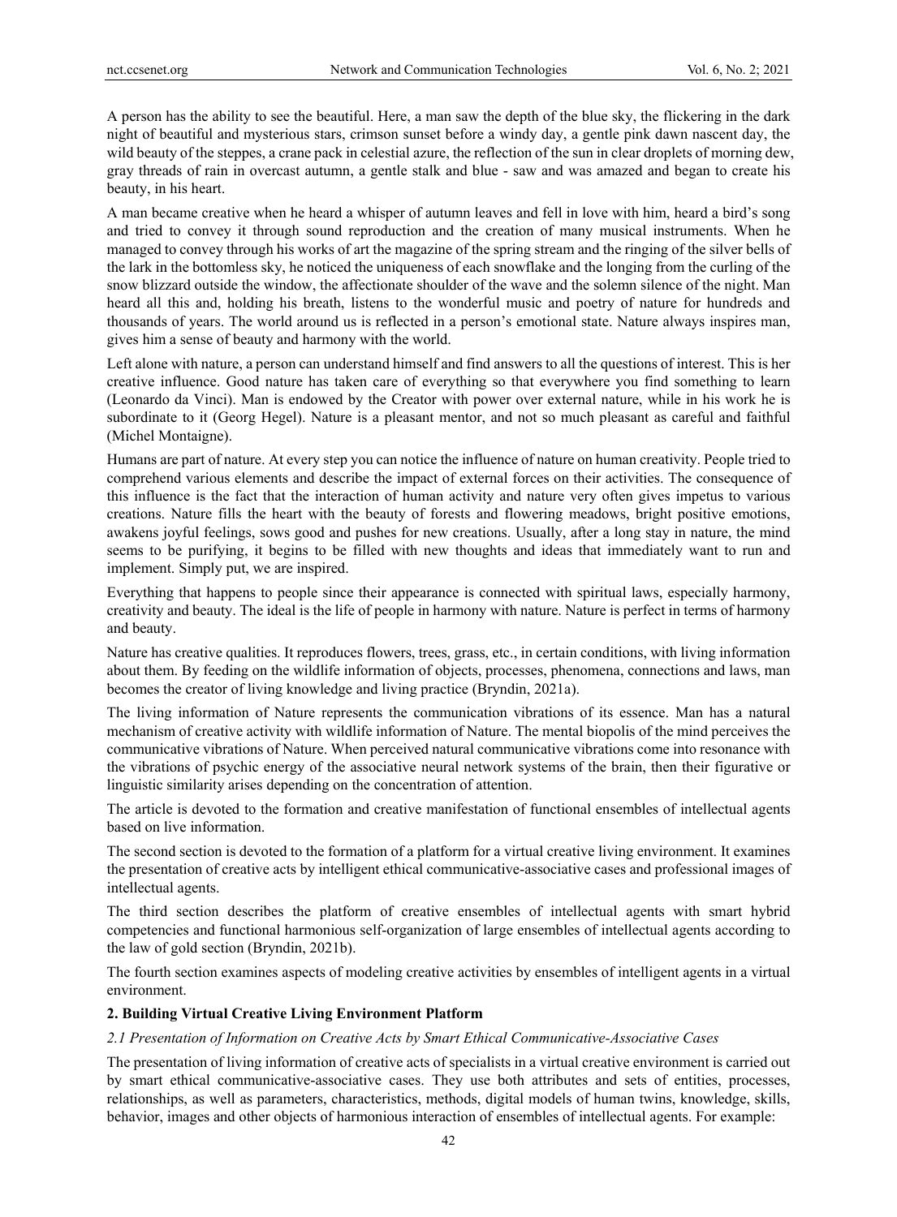A person has the ability to see the beautiful. Here, a man saw the depth of the blue sky, the flickering in the dark night of beautiful and mysterious stars, crimson sunset before a windy day, a gentle pink dawn nascent day, the wild beauty of the steppes, a crane pack in celestial azure, the reflection of the sun in clear droplets of morning dew, gray threads of rain in overcast autumn, a gentle stalk and blue - saw and was amazed and began to create his beauty, in his heart.

A man became creative when he heard a whisper of autumn leaves and fell in love with him, heard a bird's song and tried to convey it through sound reproduction and the creation of many musical instruments. When he managed to convey through his works of art the magazine of the spring stream and the ringing of the silver bells of the lark in the bottomless sky, he noticed the uniqueness of each snowflake and the longing from the curling of the snow blizzard outside the window, the affectionate shoulder of the wave and the solemn silence of the night. Man heard all this and, holding his breath, listens to the wonderful music and poetry of nature for hundreds and thousands of years. The world around us is reflected in a person's emotional state. Nature always inspires man, gives him a sense of beauty and harmony with the world.

Left alone with nature, a person can understand himself and find answers to all the questions of interest. This is her creative influence. Good nature has taken care of everything so that everywhere you find something to learn (Leonardo da Vinci). Man is endowed by the Creator with power over external nature, while in his work he is subordinate to it (Georg Hegel). Nature is a pleasant mentor, and not so much pleasant as careful and faithful (Michel Montaigne).

Humans are part of nature. At every step you can notice the influence of nature on human creativity. People tried to comprehend various elements and describe the impact of external forces on their activities. The consequence of this influence is the fact that the interaction of human activity and nature very often gives impetus to various creations. Nature fills the heart with the beauty of forests and flowering meadows, bright positive emotions, awakens joyful feelings, sows good and pushes for new creations. Usually, after a long stay in nature, the mind seems to be purifying, it begins to be filled with new thoughts and ideas that immediately want to run and implement. Simply put, we are inspired.

Everything that happens to people since their appearance is connected with spiritual laws, especially harmony, creativity and beauty. The ideal is the life of people in harmony with nature. Nature is perfect in terms of harmony and beauty.

Nature has creative qualities. It reproduces flowers, trees, grass, etc., in certain conditions, with living information about them. By feeding on the wildlife information of objects, processes, phenomena, connections and laws, man becomes the creator of living knowledge and living practice (Bryndin, 2021a).

The living information of Nature represents the communication vibrations of its essence. Man has a natural mechanism of creative activity with wildlife information of Nature. The mental biopolis of the mind perceives the communicative vibrations of Nature. When perceived natural communicative vibrations come into resonance with the vibrations of psychic energy of the associative neural network systems of the brain, then their figurative or linguistic similarity arises depending on the concentration of attention.

The article is devoted to the formation and creative manifestation of functional ensembles of intellectual agents based on live information.

The second section is devoted to the formation of a platform for a virtual creative living environment. It examines the presentation of creative acts by intelligent ethical communicative-associative cases and professional images of intellectual agents.

The third section describes the platform of creative ensembles of intellectual agents with smart hybrid competencies and functional harmonious self-organization of large ensembles of intellectual agents according to the law of gold section (Bryndin, 2021b).

The fourth section examines aspects of modeling creative activities by ensembles of intelligent agents in a virtual environment.

## 2. Building Virtual Creative Living Environment Platform

### *2.1 Presentation of Information on Creative Acts by Smart Ethical Communicative-Associative Cases*

The presentation of living information of creative acts of specialists in a virtual creative environment is carried out by smart ethical communicative-associative cases. They use both attributes and sets of entities, processes, relationships, as well as parameters, characteristics, methods, digital models of human twins, knowledge, skills, behavior, images and other objects of harmonious interaction of ensembles of intellectual agents. For example: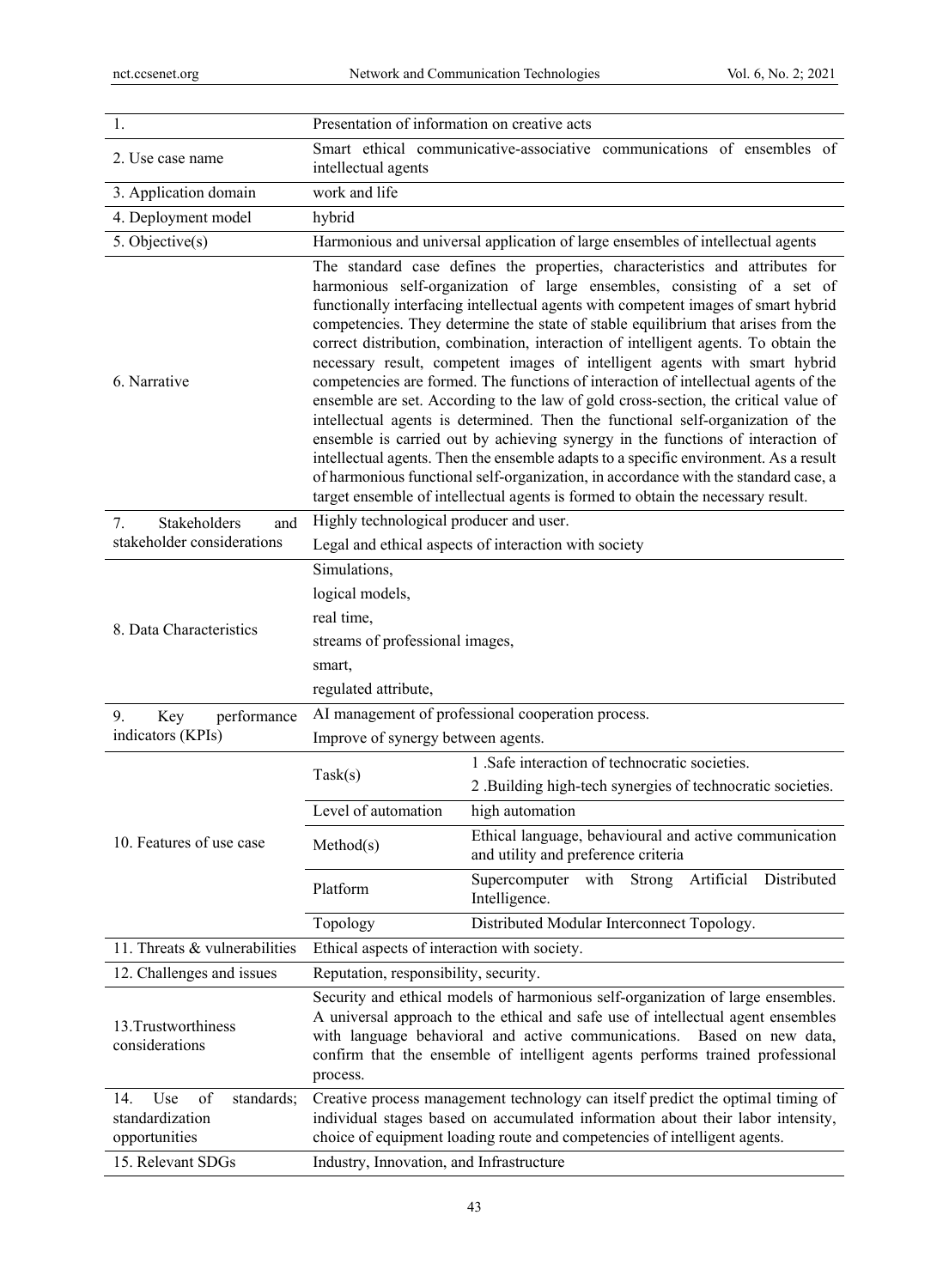| 1. | Presentation of information on creative acts | |
|---|---|---|
| 2. Use case name | Smart ethical communicative-associative communications of ensembles of intellectual agents | |
| 3. Application domain | work and life | |
| 4. Deployment model | hybrid | |
| 5. Objective(s) | Harmonious and universal application of large ensembles of intellectual agents | |
| 6. Narrative | The standard case defines the properties, characteristics and attributes for harmonious self-organization of large ensembles, consisting of a set of functionally interfacing intellectual agents with competent images of smart hybrid competencies. They determine the state of stable equilibrium that arises from the correct distribution, combination, interaction of intelligent agents. To obtain the necessary result, competent images of intelligent agents with smart hybrid competencies are formed. The functions of interaction of intellectual agents of the ensemble are set. According to the law of gold cross-section, the critical value of intellectual agents is determined. Then the functional self-organization of the ensemble is carried out by achieving synergy in the functions of interaction of intellectual agents. Then the ensemble adapts to a specific environment. As a result of harmonious functional self-organization, in accordance with the standard case, a target ensemble of intellectual agents is formed to obtain the necessary result. | |
| 7. Stakeholders and stakeholder considerations | Highly technological producer and user.<br>Legal and ethical aspects of interaction with society | |
| 8. Data Characteristics | Simulations,<br>logical models,<br>real time,<br>streams of professional images,<br>smart,<br>regulated attribute, | |
| 9. Key performance indicators (KPIs) | AI management of professional cooperation process.<br>Improve of synergy between agents. | |
| 10. Features of use case | Task(s) | 1 .Safe interaction of technocratic societies.<br>2 .Building high-tech synergies of technocratic societies. |
| | Level of automation | high automation |
| | Method(s) | Ethical language, behavioural and active communication and utility and preference criteria |
| | Platform | Supercomputer with Strong Artificial Distributed Intelligence. |
| | Topology | Distributed Modular Interconnect Topology. |
| 11. Threats & vulnerabilities | Ethical aspects of interaction with society. | |
| 12. Challenges and issues | Reputation, responsibility, security. | |
| 13.Trustworthiness considerations | Security and ethical models of harmonious self-organization of large ensembles. A universal approach to the ethical and safe use of intellectual agent ensembles with language behavioral and active communications. Based on new data, confirm that the ensemble of intelligent agents performs trained professional process. | |
| 14. Use of standards; standardization opportunities | Creative process management technology can itself predict the optimal timing of individual stages based on accumulated information about their labor intensity, choice of equipment loading route and competencies of intelligent agents. | |
| 15. Relevant SDGs | Industry, Innovation, and Infrastructure | |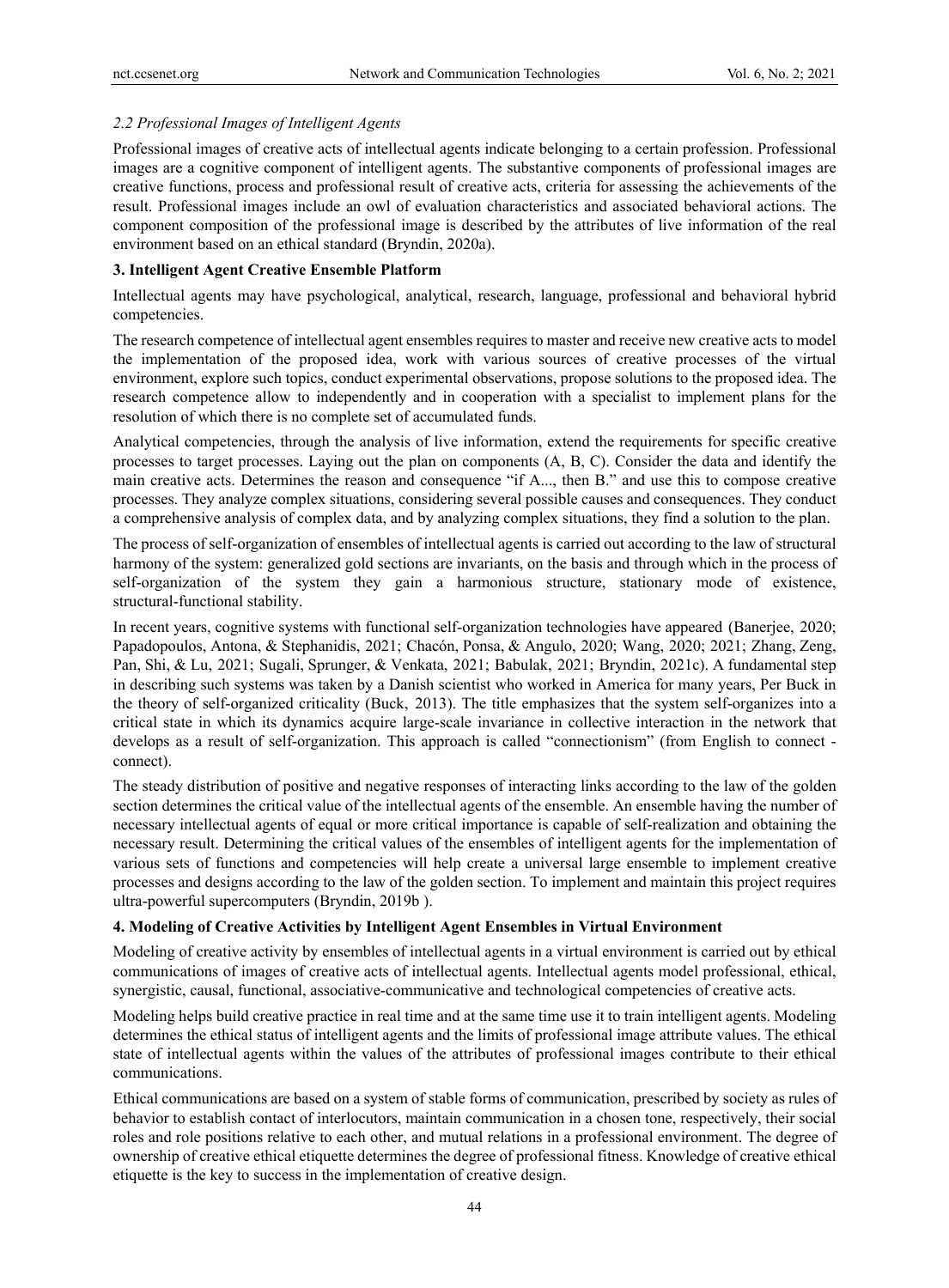*2.2 Professional Images of Intelligent Agents*

Professional images of creative acts of intellectual agents indicate belonging to a certain profession. Professional images are a cognitive component of intelligent agents. The substantive components of professional images are creative functions, process and professional result of creative acts, criteria for assessing the achievements of the result. Professional images include an owl of evaluation characteristics and associated behavioral actions. The component composition of the professional image is described by the attributes of live information of the real environment based on an ethical standard (Bryndin, 2020a).

## 3. Intelligent Agent Creative Ensemble Platform

Intellectual agents may have psychological, analytical, research, language, professional and behavioral hybrid competencies.

The research competence of intellectual agent ensembles requires to master and receive new creative acts to model the implementation of the proposed idea, work with various sources of creative processes of the virtual environment, explore such topics, conduct experimental observations, propose solutions to the proposed idea. The research competence allow to independently and in cooperation with a specialist to implement plans for the resolution of which there is no complete set of accumulated funds.

Analytical competencies, through the analysis of live information, extend the requirements for specific creative processes to target processes. Laying out the plan on components (A, B, C). Consider the data and identify the main creative acts. Determines the reason and consequence "if A..., then B." and use this to compose creative processes. They analyze complex situations, considering several possible causes and consequences. They conduct a comprehensive analysis of complex data, and by analyzing complex situations, they find a solution to the plan.

The process of self-organization of ensembles of intellectual agents is carried out according to the law of structural harmony of the system: generalized gold sections are invariants, on the basis and through which in the process of self-organization of the system they gain a harmonious structure, stationary mode of existence, structural-functional stability.

In recent years, cognitive systems with functional self-organization technologies have appeared (Banerjee, 2020; Papadopoulos, Antona, & Stephanidis, 2021; Chacón, Ponsa, & Angulo, 2020; Wang, 2020; 2021; Zhang, Zeng, Pan, Shi, & Lu, 2021; Sugali, Sprunger, & Venkata, 2021; Babulak, 2021; Bryndin, 2021c). A fundamental step in describing such systems was taken by a Danish scientist who worked in America for many years, Per Buck in the theory of self-organized criticality (Buck, 2013). The title emphasizes that the system self-organizes into a critical state in which its dynamics acquire large-scale invariance in collective interaction in the network that develops as a result of self-organization. This approach is called "connectionism" (from English to connect - connect).

The steady distribution of positive and negative responses of interacting links according to the law of the golden section determines the critical value of the intellectual agents of the ensemble. An ensemble having the number of necessary intellectual agents of equal or more critical importance is capable of self-realization and obtaining the necessary result. Determining the critical values of the ensembles of intelligent agents for the implementation of various sets of functions and competencies will help create a universal large ensemble to implement creative processes and designs according to the law of the golden section. To implement and maintain this project requires ultra-powerful supercomputers (Bryndin, 2019b ).

## 4. Modeling of Creative Activities by Intelligent Agent Ensembles in Virtual Environment

Modeling of creative activity by ensembles of intellectual agents in a virtual environment is carried out by ethical communications of images of creative acts of intellectual agents. Intellectual agents model professional, ethical, synergistic, causal, functional, associative-communicative and technological competencies of creative acts.

Modeling helps build creative practice in real time and at the same time use it to train intelligent agents. Modeling determines the ethical status of intelligent agents and the limits of professional image attribute values. The ethical state of intellectual agents within the values of the attributes of professional images contribute to their ethical communications.

Ethical communications are based on a system of stable forms of communication, prescribed by society as rules of behavior to establish contact of interlocutors, maintain communication in a chosen tone, respectively, their social roles and role positions relative to each other, and mutual relations in a professional environment. The degree of ownership of creative ethical etiquette determines the degree of professional fitness. Knowledge of creative ethical etiquette is the key to success in the implementation of creative design.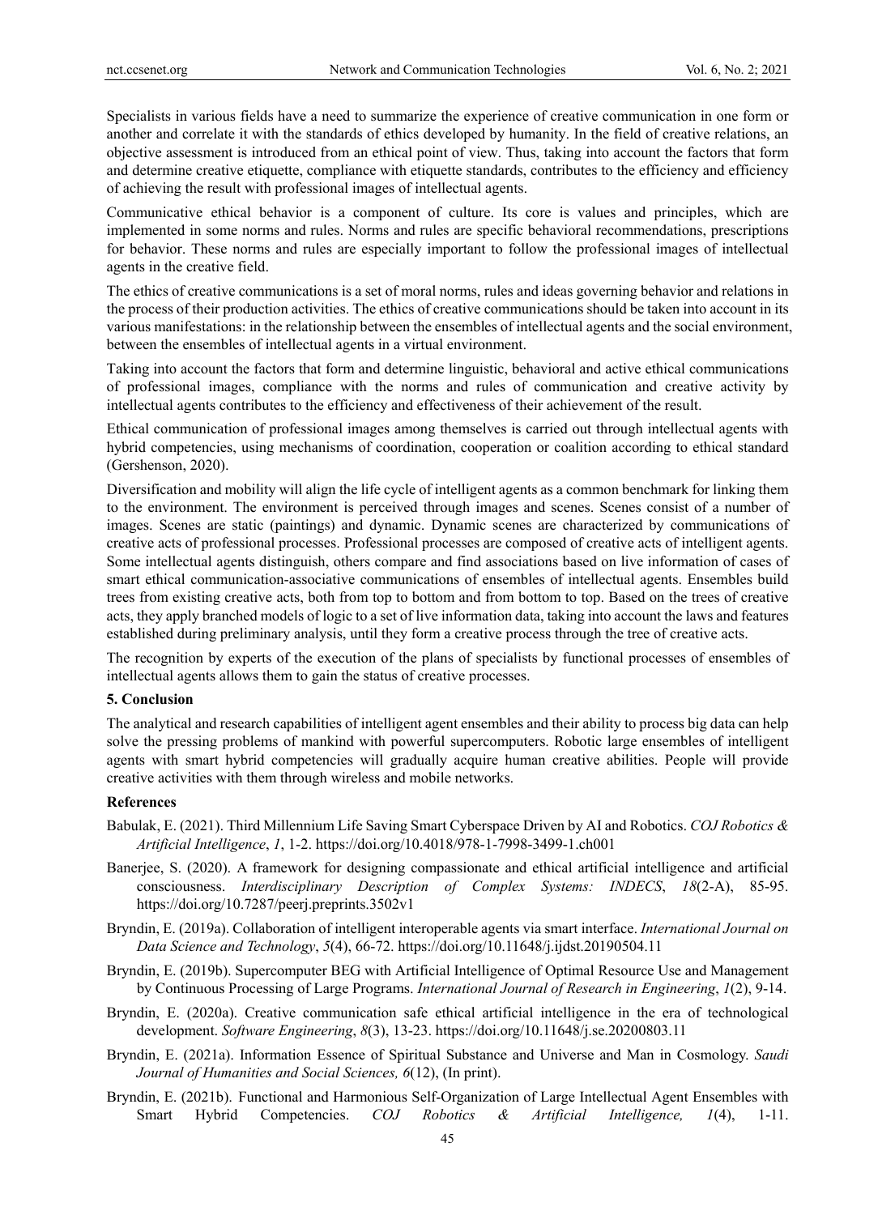Specialists in various fields have a need to summarize the experience of creative communication in one form or another and correlate it with the standards of ethics developed by humanity. In the field of creative relations, an objective assessment is introduced from an ethical point of view. Thus, taking into account the factors that form and determine creative etiquette, compliance with etiquette standards, contributes to the efficiency and efficiency of achieving the result with professional images of intellectual agents.

Communicative ethical behavior is a component of culture. Its core is values and principles, which are implemented in some norms and rules. Norms and rules are specific behavioral recommendations, prescriptions for behavior. These norms and rules are especially important to follow the professional images of intellectual agents in the creative field.

The ethics of creative communications is a set of moral norms, rules and ideas governing behavior and relations in the process of their production activities. The ethics of creative communications should be taken into account in its various manifestations: in the relationship between the ensembles of intellectual agents and the social environment, between the ensembles of intellectual agents in a virtual environment.

Taking into account the factors that form and determine linguistic, behavioral and active ethical communications of professional images, compliance with the norms and rules of communication and creative activity by intellectual agents contributes to the efficiency and effectiveness of their achievement of the result.

Ethical communication of professional images among themselves is carried out through intellectual agents with hybrid competencies, using mechanisms of coordination, cooperation or coalition according to ethical standard (Gershenson, 2020).

Diversification and mobility will align the life cycle of intelligent agents as a common benchmark for linking them to the environment. The environment is perceived through images and scenes. Scenes consist of a number of images. Scenes are static (paintings) and dynamic. Dynamic scenes are characterized by communications of creative acts of professional processes. Professional processes are composed of creative acts of intelligent agents. Some intellectual agents distinguish, others compare and find associations based on live information of cases of smart ethical communication-associative communications of ensembles of intellectual agents. Ensembles build trees from existing creative acts, both from top to bottom and from bottom to top. Based on the trees of creative acts, they apply branched models of logic to a set of live information data, taking into account the laws and features established during preliminary analysis, until they form a creative process through the tree of creative acts.

The recognition by experts of the execution of the plans of specialists by functional processes of ensembles of intellectual agents allows them to gain the status of creative processes.

## 5. Conclusion

The analytical and research capabilities of intelligent agent ensembles and their ability to process big data can help solve the pressing problems of mankind with powerful supercomputers. Robotic large ensembles of intelligent agents with smart hybrid competencies will gradually acquire human creative abilities. People will provide creative activities with them through wireless and mobile networks.

## References

Babulak, E. (2021). Third Millennium Life Saving Smart Cyberspace Driven by AI and Robotics. *COJ Robotics & Artificial Intelligence*, *1*, 1-2. https://doi.org/10.4018/978-1-7998-3499-1.ch001

Banerjee, S. (2020). A framework for designing compassionate and ethical artificial intelligence and artificial consciousness. *Interdisciplinary Description of Complex Systems: INDECS*, *18*(2-A), 85-95. https://doi.org/10.7287/peerj.preprints.3502v1

Bryndin, E. (2019a). Collaboration of intelligent interoperable agents via smart interface. *International Journal on Data Science and Technology*, *5*(4), 66-72. https://doi.org/10.11648/j.ijdst.20190504.11

Bryndin, E. (2019b). Supercomputer BEG with Artificial Intelligence of Optimal Resource Use and Management by Continuous Processing of Large Programs. *International Journal of Research in Engineering*, *1*(2), 9-14.

Bryndin, E. (2020a). Creative communication safe ethical artificial intelligence in the era of technological development. *Software Engineering*, *8*(3), 13-23. https://doi.org/10.11648/j.se.20200803.11

Bryndin, E. (2021a). Information Essence of Spiritual Substance and Universe and Man in Cosmology. *Saudi Journal of Humanities and Social Sciences, 6*(12), (In print).

Bryndin, E. (2021b). Functional and Harmonious Self-Organization of Large Intellectual Agent Ensembles with Smart Hybrid Competencies. *COJ Robotics & Artificial Intelligence, 1*(4), 1-11.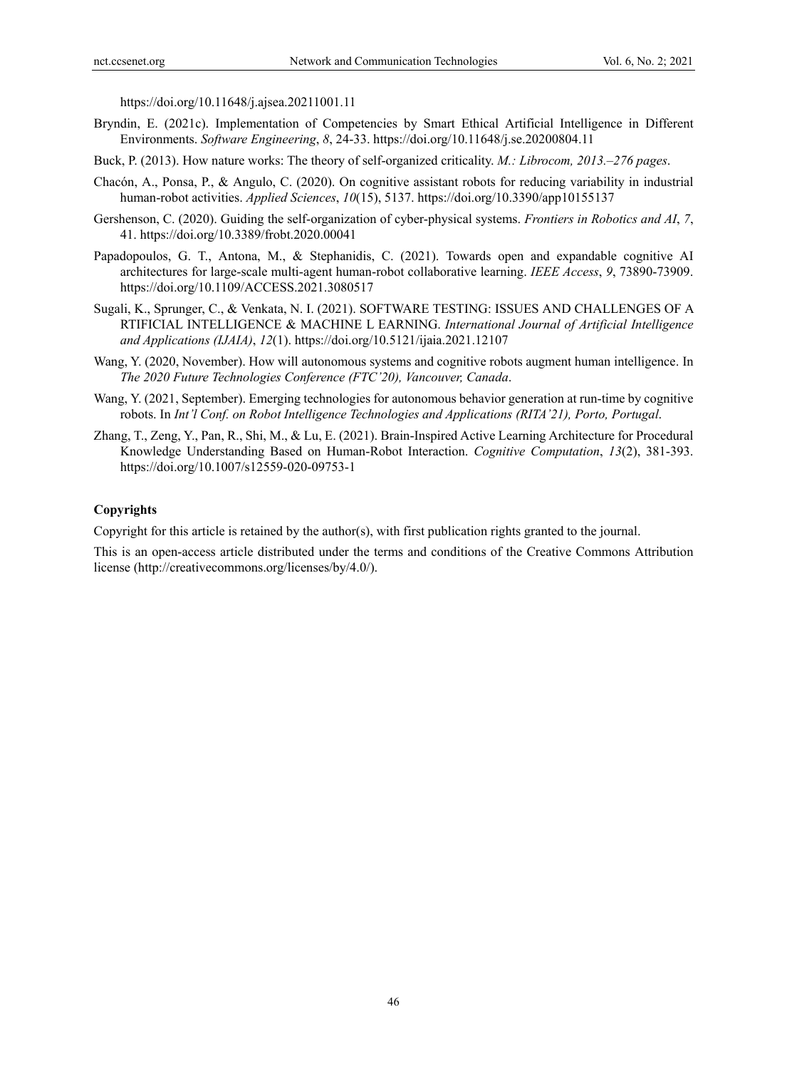https://doi.org/10.11648/j.ajsea.20211001.11

Bryndin, E. (2021c). Implementation of Competencies by Smart Ethical Artificial Intelligence in Different Environments. *Software Engineering*, *8*, 24-33. https://doi.org/10.11648/j.se.20200804.11

Buck, P. (2013). How nature works: The theory of self-organized criticality. *M.: Librocom, 2013.–276 pages*.

Chacón, A., Ponsa, P., & Angulo, C. (2020). On cognitive assistant robots for reducing variability in industrial human-robot activities. *Applied Sciences*, *10*(15), 5137. https://doi.org/10.3390/app10155137

Gershenson, C. (2020). Guiding the self-organization of cyber-physical systems. *Frontiers in Robotics and AI*, *7*, 41. https://doi.org/10.3389/frobt.2020.00041

Papadopoulos, G. T., Antona, M., & Stephanidis, C. (2021). Towards open and expandable cognitive AI architectures for large-scale multi-agent human-robot collaborative learning. *IEEE Access*, *9*, 73890-73909. https://doi.org/10.1109/ACCESS.2021.3080517

Sugali, K., Sprunger, C., & Venkata, N. I. (2021). SOFTWARE TESTING: ISSUES AND CHALLENGES OF A RTIFICIAL INTELLIGENCE & MACHINE L EARNING. *International Journal of Artificial Intelligence and Applications (IJAIA)*, *12*(1). https://doi.org/10.5121/ijaia.2021.12107

Wang, Y. (2020, November). How will autonomous systems and cognitive robots augment human intelligence. In *The 2020 Future Technologies Conference (FTC'20), Vancouver, Canada*.

Wang, Y. (2021, September). Emerging technologies for autonomous behavior generation at run-time by cognitive robots. In *Int'l Conf. on Robot Intelligence Technologies and Applications (RITA'21), Porto, Portugal*.

Zhang, T., Zeng, Y., Pan, R., Shi, M., & Lu, E. (2021). Brain-Inspired Active Learning Architecture for Procedural Knowledge Understanding Based on Human-Robot Interaction. *Cognitive Computation*, *13*(2), 381-393. https://doi.org/10.1007/s12559-020-09753-1

## Copyrights

Copyright for this article is retained by the author(s), with first publication rights granted to the journal.

This is an open-access article distributed under the terms and conditions of the Creative Commons Attribution license (http://creativecommons.org/licenses/by/4.0/).